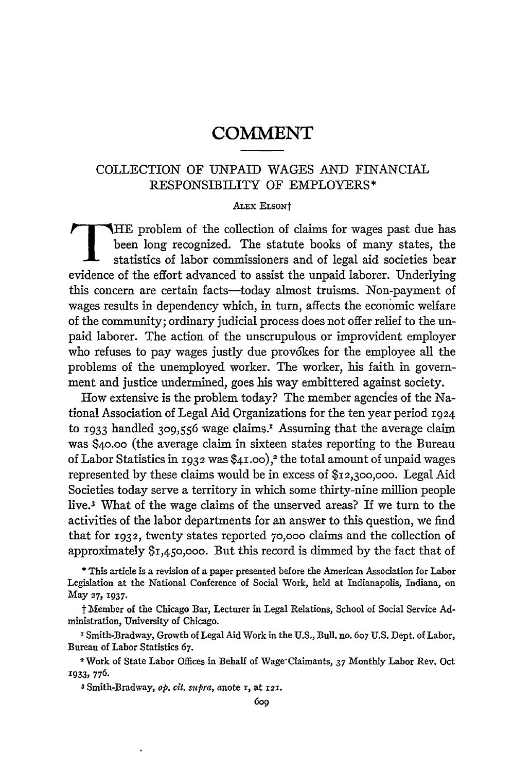# COMMENT

## COLLECTION OF UNPAID WAGES AND FINANCIAL RESPONSIBILITY OF EMPLOYERS*

ALEX ELSON†

THE problem of the collection of claims for wages past due has been long recognized. The statute books of many states, the statistics of labor commissioners and of legal aid societies bear evidence of the effort advanced to assist the unpaid laborer. Underlying this concern are certain facts—today almost truisms. Non-payment of wages results in dependency which, in turn, affects the economic welfare of the community; ordinary judicial process does not offer relief to the unpaid laborer. The action of the unscrupulous or improvident employer who refuses to pay wages justly due provokes for the employee all the problems of the unemployed worker. The worker, his faith in government and justice undermined, goes his way embittered against society.

How extensive is the problem today? The member agencies of the National Association of Legal Aid Organizations for the ten year period 1924 to 1933 handled 309,556 wage claims.[1] Assuming that the average claim was $40.00 (the average claim in sixteen states reporting to the Bureau of Labor Statistics in 1932 was $41.00),[2] the total amount of unpaid wages represented by these claims would be in excess of $12,300,000. Legal Aid Societies today serve a territory in which some thirty-nine million people live.[3] What of the wage claims of the unserved areas? If we turn to the activities of the labor departments for an answer to this question, we find that for 1932, twenty states reported 70,000 claims and the collection of approximately $1,450,000. But this record is dimmed by the fact that of

\* This article is a revision of a paper presented before the American Association for Labor Legislation at the National Conference of Social Work, held at Indianapolis, Indiana, on May 27, 1937.

† Member of the Chicago Bar, Lecturer in Legal Relations, School of Social Service Administration, University of Chicago.

[1] Smith-Bradway, Growth of Legal Aid Work in the U.S., Bull. no. 607 U.S. Dept. of Labor, Bureau of Labor Statistics 67.

[2] Work of State Labor Offices in Behalf of Wage-Claimants, 37 Monthly Labor Rev. Oct 1933, 776.

[3] Smith-Bradway, *op. cit. supra*, note 1, at 121.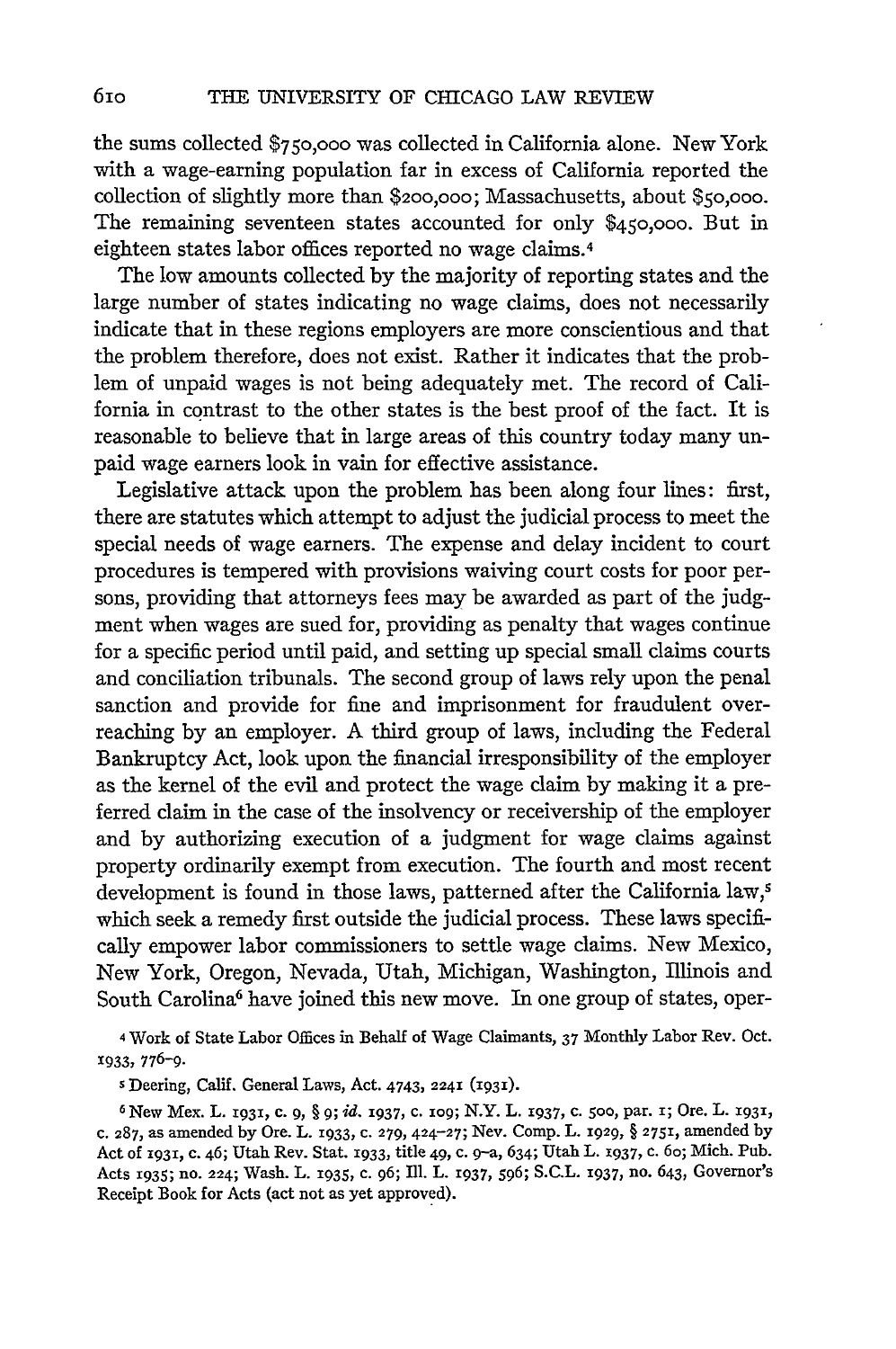the sums collected $750,000 was collected in California alone. New York with a wage-earning population far in excess of California reported the collection of slightly more than $200,000; Massachusetts, about $50,000. The remaining seventeen states accounted for only $450,000. But in eighteen states labor offices reported no wage claims.[4]

The low amounts collected by the majority of reporting states and the large number of states indicating no wage claims, does not necessarily indicate that in these regions employers are more conscientious and that the problem therefore, does not exist. Rather it indicates that the problem of unpaid wages is not being adequately met. The record of California in contrast to the other states is the best proof of the fact. It is reasonable to believe that in large areas of this country today many unpaid wage earners look in vain for effective assistance.

Legislative attack upon the problem has been along four lines: first, there are statutes which attempt to adjust the judicial process to meet the special needs of wage earners. The expense and delay incident to court procedures is tempered with provisions waiving court costs for poor persons, providing that attorneys fees may be awarded as part of the judgment when wages are sued for, providing as penalty that wages continue for a specific period until paid, and setting up special small claims courts and conciliation tribunals. The second group of laws rely upon the penal sanction and provide for fine and imprisonment for fraudulent overreaching by an employer. A third group of laws, including the Federal Bankruptcy Act, look upon the financial irresponsibility of the employer as the kernel of the evil and protect the wage claim by making it a preferred claim in the case of the insolvency or receivership of the employer and by authorizing execution of a judgment for wage claims against property ordinarily exempt from execution. The fourth and most recent development is found in those laws, patterned after the California law,[5] which seek a remedy first outside the judicial process. These laws specifically empower labor commissioners to settle wage claims. New Mexico, New York, Oregon, Nevada, Utah, Michigan, Washington, Illinois and South Carolina[6] have joined this new move. In one group of states, oper-

[4] Work of State Labor Offices in Behalf of Wage Claimants, 37 Monthly Labor Rev. Oct. 1933, 776–9.

[5] Deering, Calif. General Laws, Act. 4743, 2241 (1931).

[6] New Mex. L. 1931, c. 9, § 9; *id.* 1937, c. 109; N.Y. L. 1937, c. 500, par. 1; Ore. L. 1931, c. 287, as amended by Ore. L. 1933, c. 279, 424–27; Nev. Comp. L. 1929, § 2751, amended by Act of 1931, c. 46; Utah Rev. Stat. 1933, title 49, c. 9–a, 634; Utah L. 1937, c. 60; Mich. Pub. Acts 1935; no. 224; Wash. L. 1935, c. 96; Ill. L. 1937, 596; S.C.L. 1937, no. 643, Governor's Receipt Book for Acts (act not as yet approved).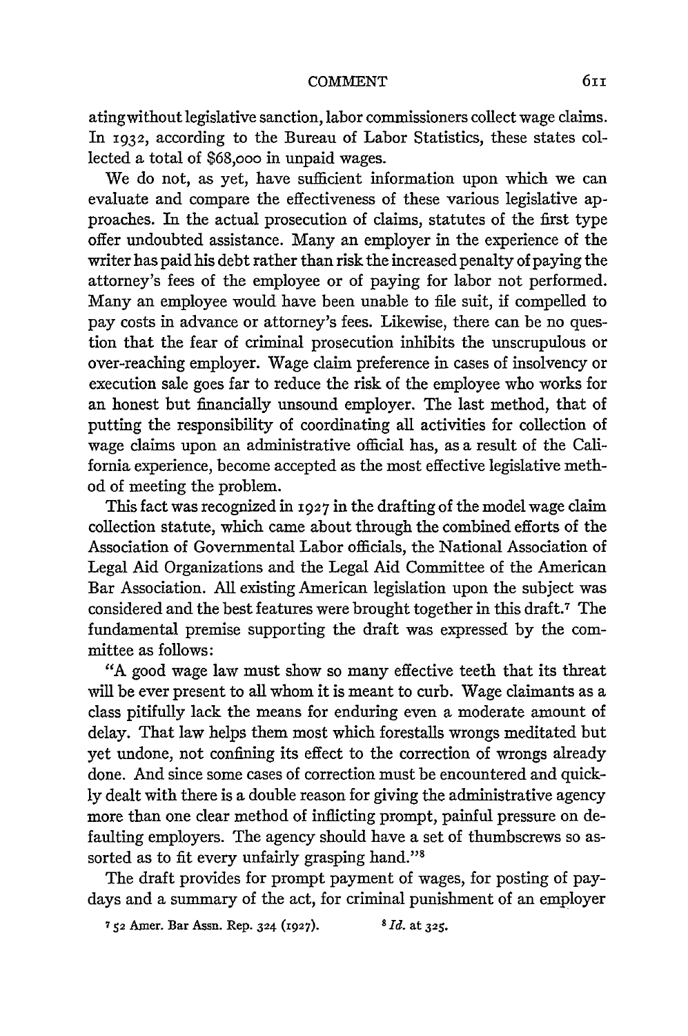atingwithout legislative sanction, labor commissioners collect wage claims. In 1932, according to the Bureau of Labor Statistics, these states collected a total of $68,000 in unpaid wages.

We do not, as yet, have sufficient information upon which we can evaluate and compare the effectiveness of these various legislative approaches. In the actual prosecution of claims, statutes of the first type offer undoubted assistance. Many an employer in the experience of the writer has paid his debt rather than risk the increased penalty of paying the attorney's fees of the employee or of paying for labor not performed. Many an employee would have been unable to file suit, if compelled to pay costs in advance or attorney's fees. Likewise, there can be no question that the fear of criminal prosecution inhibits the unscrupulous or over-reaching employer. Wage claim preference in cases of insolvency or execution sale goes far to reduce the risk of the employee who works for an honest but financially unsound employer. The last method, that of putting the responsibility of coordinating all activities for collection of wage claims upon an administrative official has, as a result of the California experience, become accepted as the most effective legislative method of meeting the problem.

This fact was recognized in 1927 in the drafting of the model wage claim collection statute, which came about through the combined efforts of the Association of Governmental Labor officials, the National Association of Legal Aid Organizations and the Legal Aid Committee of the American Bar Association. All existing American legislation upon the subject was considered and the best features were brought together in this draft.[7] The fundamental premise supporting the draft was expressed by the committee as follows:

"A good wage law must show so many effective teeth that its threat will be ever present to all whom it is meant to curb. Wage claimants as a class pitifully lack the means for enduring even a moderate amount of delay. That law helps them most which forestalls wrongs meditated but yet undone, not confining its effect to the correction of wrongs already done. And since some cases of correction must be encountered and quickly dealt with there is a double reason for giving the administrative agency more than one clear method of inflicting prompt, painful pressure on defaulting employers. The agency should have a set of thumbscrews so assorted as to fit every unfairly grasping hand."[8]

The draft provides for prompt payment of wages, for posting of paydays and a summary of the act, for criminal punishment of an employer

[7] 52 Amer. Bar Assn. Rep. 324 (1927). [8] *Id.* at 325.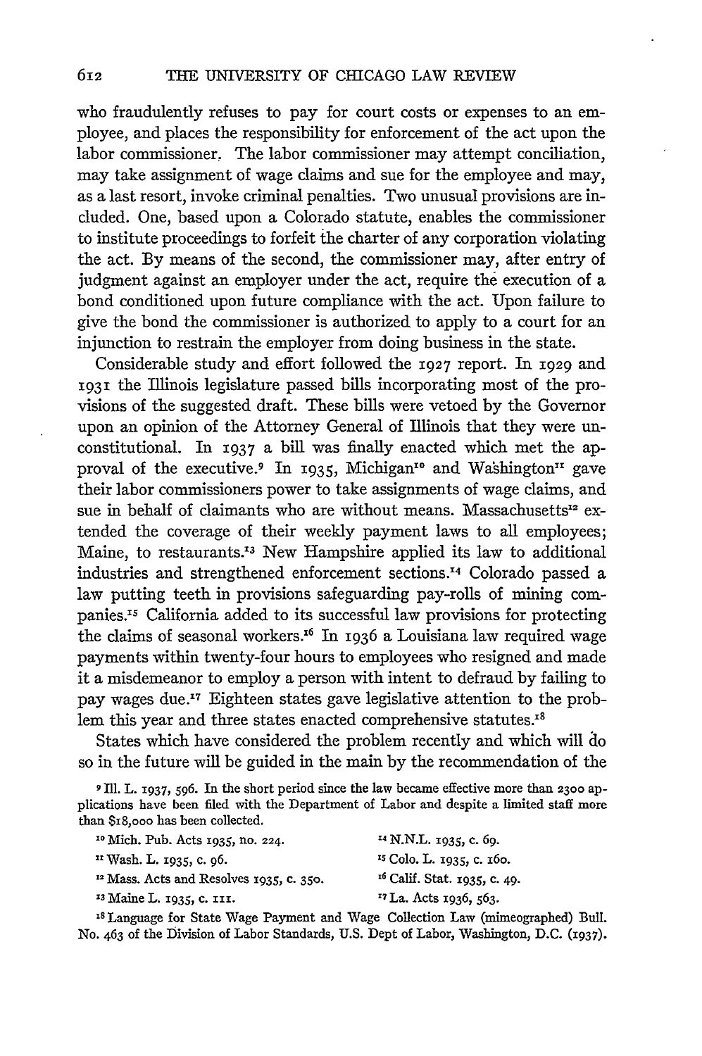who fraudulently refuses to pay for court costs or expenses to an employee, and places the responsibility for enforcement of the act upon the labor commissioner. The labor commissioner may attempt conciliation, may take assignment of wage claims and sue for the employee and may, as a last resort, invoke criminal penalties. Two unusual provisions are included. One, based upon a Colorado statute, enables the commissioner to institute proceedings to forfeit the charter of any corporation violating the act. By means of the second, the commissioner may, after entry of judgment against an employer under the act, require the execution of a bond conditioned upon future compliance with the act. Upon failure to give the bond the commissioner is authorized to apply to a court for an injunction to restrain the employer from doing business in the state.

Considerable study and effort followed the 1927 report. In 1929 and 1931 the Illinois legislature passed bills incorporating most of the provisions of the suggested draft. These bills were vetoed by the Governor upon an opinion of the Attorney General of Illinois that they were unconstitutional. In 1937 a bill was finally enacted which met the approval of the executive.[9] In 1935, Michigan[10] and Washington[11] gave their labor commissioners power to take assignments of wage claims, and sue in behalf of claimants who are without means. Massachusetts[12] extended the coverage of their weekly payment laws to all employees; Maine, to restaurants.[13] New Hampshire applied its law to additional industries and strengthened enforcement sections.[14] Colorado passed a law putting teeth in provisions safeguarding pay-rolls of mining companies.[15] California added to its successful law provisions for protecting the claims of seasonal workers.[16] In 1936 a Louisiana law required wage payments within twenty-four hours to employees who resigned and made it a misdemeanor to employ a person with intent to defraud by failing to pay wages due.[17] Eighteen states gave legislative attention to the problem this year and three states enacted comprehensive statutes.[18]

States which have considered the problem recently and which will do so in the future will be guided in the main by the recommendation of the

---

[9] Ill. L. 1937, 596. In the short period since the law became effective more than 2300 applications have been filed with the Department of Labor and despite a limited staff more than $18,000 has been collected.

[10] Mich. Pub. Acts 1935, no. 224.

[11] Wash. L. 1935, c. 96.

[12] Mass. Acts and Resolves 1935, c. 350.

[13] Maine L. 1935, c. 111.

[14] N.H.L. 1935, c. 69.

[15] Colo. L. 1935, c. 160.

[16] Calif. Stat. 1935, c. 49.

[17] La. Acts 1936, 563.

[18] Language for State Wage Payment and Wage Collection Law (mimeographed) Bull. No. 463 of the Division of Labor Standards, U.S. Dept of Labor, Washington, D.C. (1937).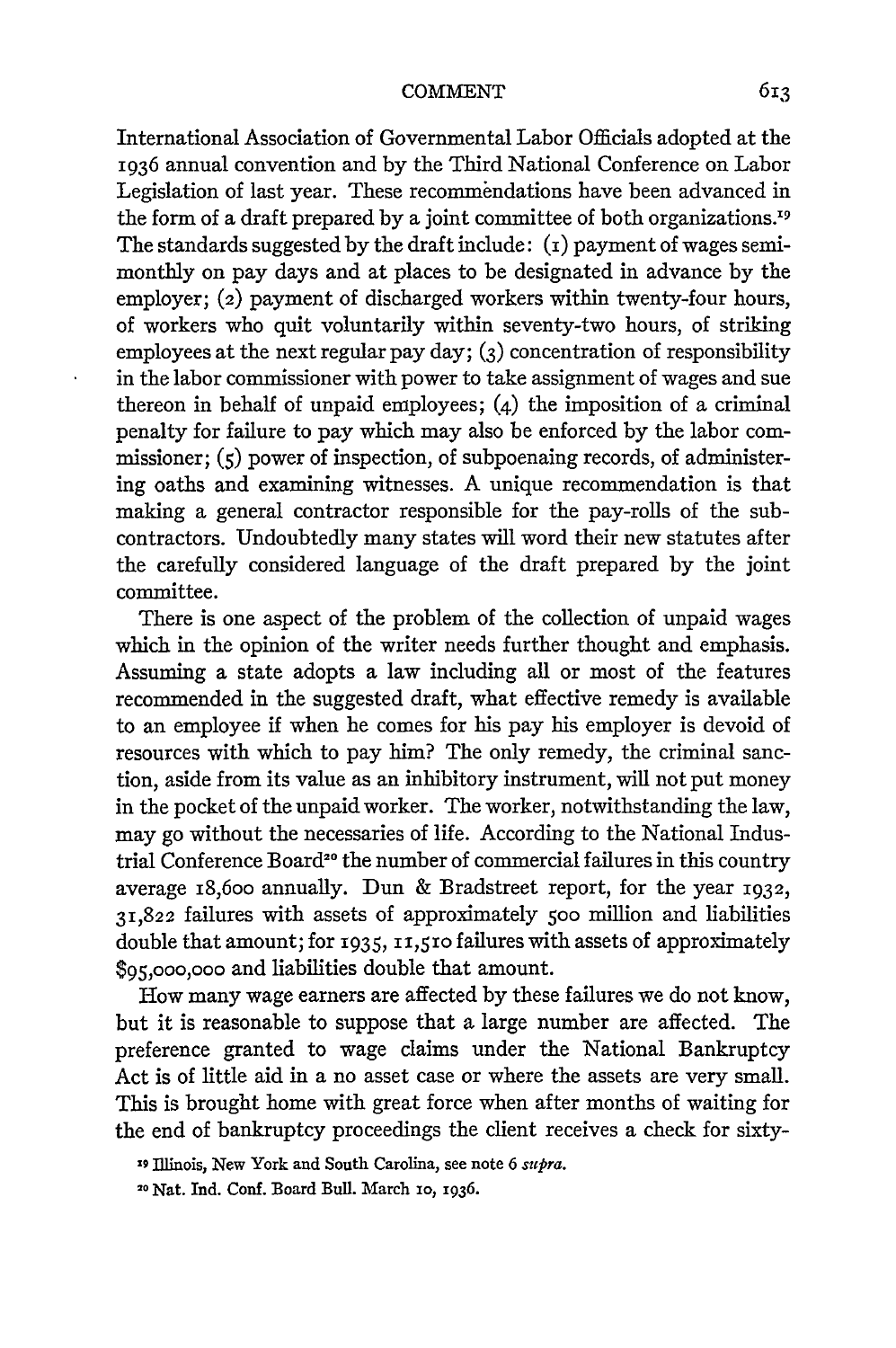International Association of Governmental Labor Officials adopted at the 1936 annual convention and by the Third National Conference on Labor Legislation of last year. These recommendations have been advanced in the form of a draft prepared by a joint committee of both organizations.[19] The standards suggested by the draft include: (1) payment of wages semimonthly on pay days and at places to be designated in advance by the employer; (2) payment of discharged workers within twenty-four hours, of workers who quit voluntarily within seventy-two hours, of striking employees at the next regular pay day; (3) concentration of responsibility in the labor commissioner with power to take assignment of wages and sue thereon in behalf of unpaid employees; (4) the imposition of a criminal penalty for failure to pay which may also be enforced by the labor commissioner; (5) power of inspection, of subpoenaing records, of administering oaths and examining witnesses. A unique recommendation is that making a general contractor responsible for the pay-rolls of the subcontractors. Undoubtedly many states will word their new statutes after the carefully considered language of the draft prepared by the joint committee.

There is one aspect of the problem of the collection of unpaid wages which in the opinion of the writer needs further thought and emphasis. Assuming a state adopts a law including all or most of the features recommended in the suggested draft, what effective remedy is available to an employee if when he comes for his pay his employer is devoid of resources with which to pay him? The only remedy, the criminal sanction, aside from its value as an inhibitory instrument, will not put money in the pocket of the unpaid worker. The worker, notwithstanding the law, may go without the necessaries of life. According to the National Industrial Conference Board[20] the number of commercial failures in this country average 18,600 annually. Dun & Bradstreet report, for the year 1932, 31,822 failures with assets of approximately 500 million and liabilities double that amount; for 1935, 11,510 failures with assets of approximately $95,000,000 and liabilities double that amount.

How many wage earners are affected by these failures we do not know, but it is reasonable to suppose that a large number are affected. The preference granted to wage claims under the National Bankruptcy Act is of little aid in a no asset case or where the assets are very small. This is brought home with great force when after months of waiting for the end of bankruptcy proceedings the client receives a check for sixty-

[19] Illinois, New York and South Carolina, see note 6 *supra*.

[20] Nat. Ind. Conf. Board Bull. March 10, 1936.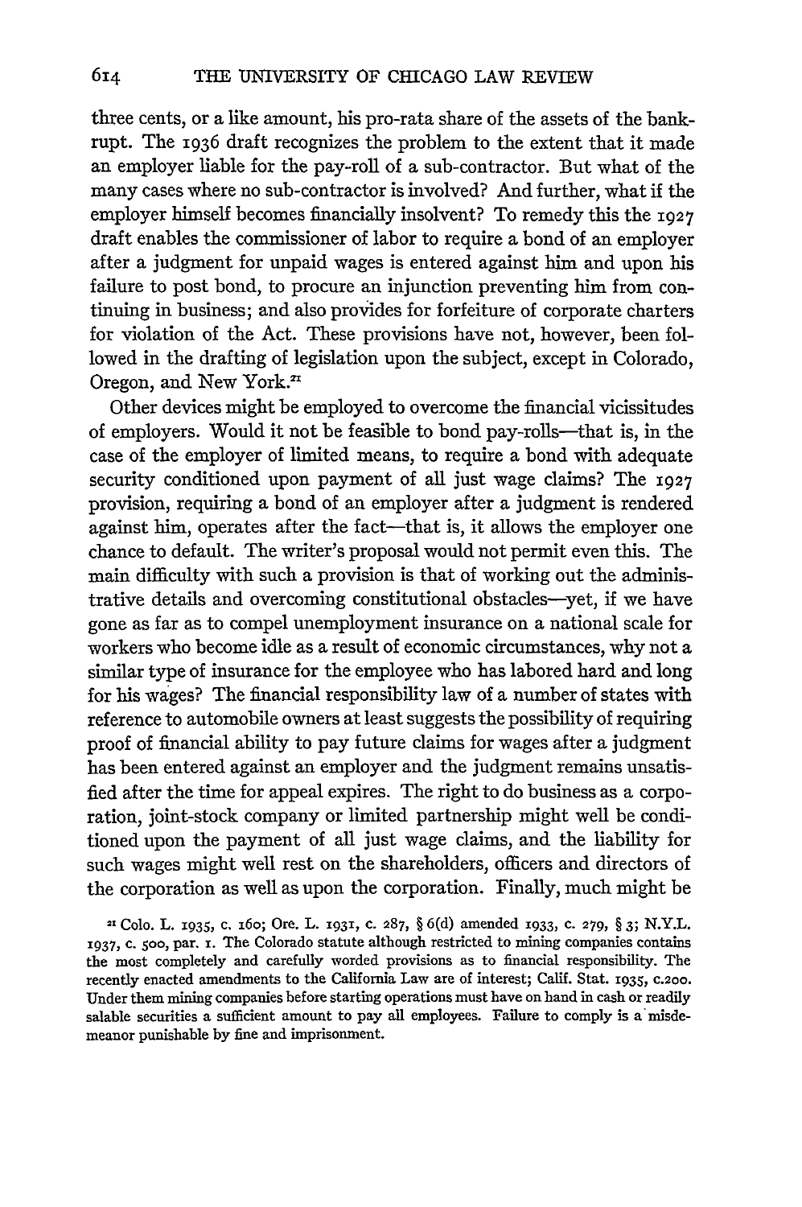three cents, or a like amount, his pro-rata share of the assets of the bankrupt. The 1936 draft recognizes the problem to the extent that it made an employer liable for the pay-roll of a sub-contractor. But what of the many cases where no sub-contractor is involved? And further, what if the employer himself becomes financially insolvent? To remedy this the 1927 draft enables the commissioner of labor to require a bond of an employer after a judgment for unpaid wages is entered against him and upon his failure to post bond, to procure an injunction preventing him from continuing in business; and also provides for forfeiture of corporate charters for violation of the Act. These provisions have not, however, been followed in the drafting of legislation upon the subject, except in Colorado, Oregon, and New York.[21]

Other devices might be employed to overcome the financial vicissitudes of employers. Would it not be feasible to bond pay-rolls—that is, in the case of the employer of limited means, to require a bond with adequate security conditioned upon payment of all just wage claims? The 1927 provision, requiring a bond of an employer after a judgment is rendered against him, operates after the fact—that is, it allows the employer one chance to default. The writer's proposal would not permit even this. The main difficulty with such a provision is that of working out the administrative details and overcoming constitutional obstacles—yet, if we have gone as far as to compel unemployment insurance on a national scale for workers who become idle as a result of economic circumstances, why not a similar type of insurance for the employee who has labored hard and long for his wages? The financial responsibility law of a number of states with reference to automobile owners at least suggests the possibility of requiring proof of financial ability to pay future claims for wages after a judgment has been entered against an employer and the judgment remains unsatisfied after the time for appeal expires. The right to do business as a corporation, joint-stock company or limited partnership might well be conditioned upon the payment of all just wage claims, and the liability for such wages might well rest on the shareholders, officers and directors of the corporation as well as upon the corporation. Finally, much might be

[21] Colo. L. 1935, c. 160; Ore. L. 1931, c. 287, § 6(d) amended 1933, c. 279, § 3; N.Y.L. 1937, c. 500, par. 1. The Colorado statute although restricted to mining companies contains the most completely and carefully worded provisions as to financial responsibility. The recently enacted amendments to the California Law are of interest; Calif. Stat. 1935, c.200. Under them mining companies before starting operations must have on hand in cash or readily salable securities a sufficient amount to pay all employees. Failure to comply is a misdemeanor punishable by fine and imprisonment.